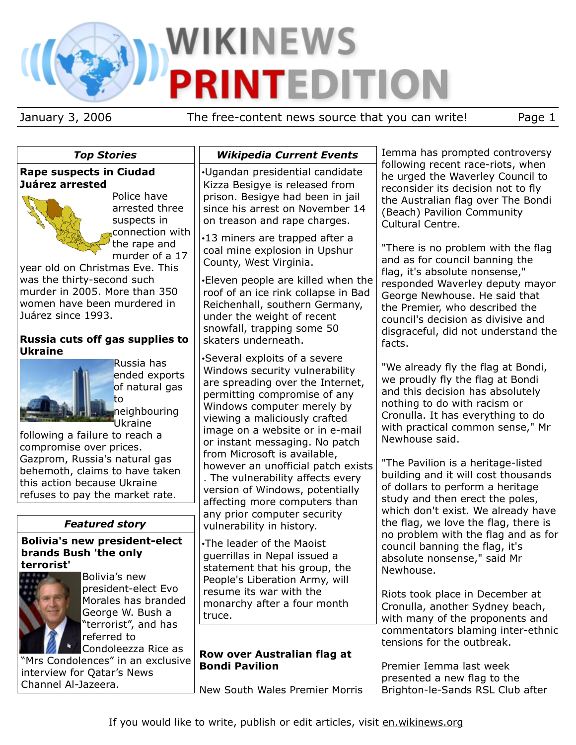# WIKINEWS PRINTEDITION

January 3, 2006 — The free-content news source that you can write!

## Top Stories

### Rape suspects in Ciudad Juárez arrested

Police have arrested three suspects in connection with the rape and murder of a 17 year old on Christmas Eve. This was the thirty-second such murder in 2005. More than 350 women have been murdered in Juárez since 1993.

### Russia cuts off gas supplies to Ukraine

Russia has ended exports of natural gas to neighbouring Ukraine following a failure to reach a compromise over prices. Gazprom, Russia's natural gas behemoth, claims to have taken this action because Ukraine refuses to pay the market rate.

## Featured story

### Bolivia's new president-elect brands Bush 'the only terrorist'

Bolivia's new president-elect Evo Morales has branded George W. Bush a "terrorist", and has referred to Condoleezza Rice as "Mrs Condolences" in an exclusive interview for Qatar's News Channel Al-Jazeera.

## Wikipedia Current Events

- Ugandan presidential candidate Kizza Besigye is released from prison. Besigye had been in jail since his arrest on November 14 on treason and rape charges.
- 13 miners are trapped after a coal mine explosion in Upshur County, West Virginia.
- Eleven people are killed when the roof of an ice rink collapse in Bad Reichenhall, southern Germany, under the weight of recent snowfall, trapping some 50 skaters underneath.
- Several exploits of a severe Windows security vulnerability are spreading over the Internet, permitting compromise of any Windows computer merely by viewing a maliciously crafted image on a website or in e-mail or instant messaging. No patch from Microsoft is available, however an unofficial patch exists . The vulnerability affects every version of Windows, potentially affecting more computers than any prior computer security vulnerability in history.
- The leader of the Maoist guerrillas in Nepal issued a statement that his group, the People's Liberation Army, will resume its war with the monarchy after a four month truce.

## Row over Australian flag at Bondi Pavilion

New South Wales Premier Morris Iemma has prompted controversy following recent race-riots, when he urged the Waverley Council to reconsider its decision not to fly the Australian flag over The Bondi (Beach) Pavilion Community Cultural Centre.

"There is no problem with the flag and as for council banning the flag, it's absolute nonsense," responded Waverley deputy mayor George Newhouse. He said that the Premier, who described the council's decision as divisive and disgraceful, did not understand the facts.

"We already fly the flag at Bondi, we proudly fly the flag at Bondi and this decision has absolutely nothing to do with racism or Cronulla. It has everything to do with practical common sense," Mr Newhouse said.

"The Pavilion is a heritage-listed building and it will cost thousands of dollars to perform a heritage study and then erect the poles, which don't exist. We already have the flag, we love the flag, there is no problem with the flag and as for council banning the flag, it's absolute nonsense," said Mr Newhouse.

Riots took place in December at Cronulla, another Sydney beach, with many of the proponents and commentators blaming inter-ethnic tensions for the outbreak.

Premier Iemma last week presented a new flag to the Brighton-le-Sands RSL Club after

If you would like to write, publish or edit articles, visit en.wikinews.org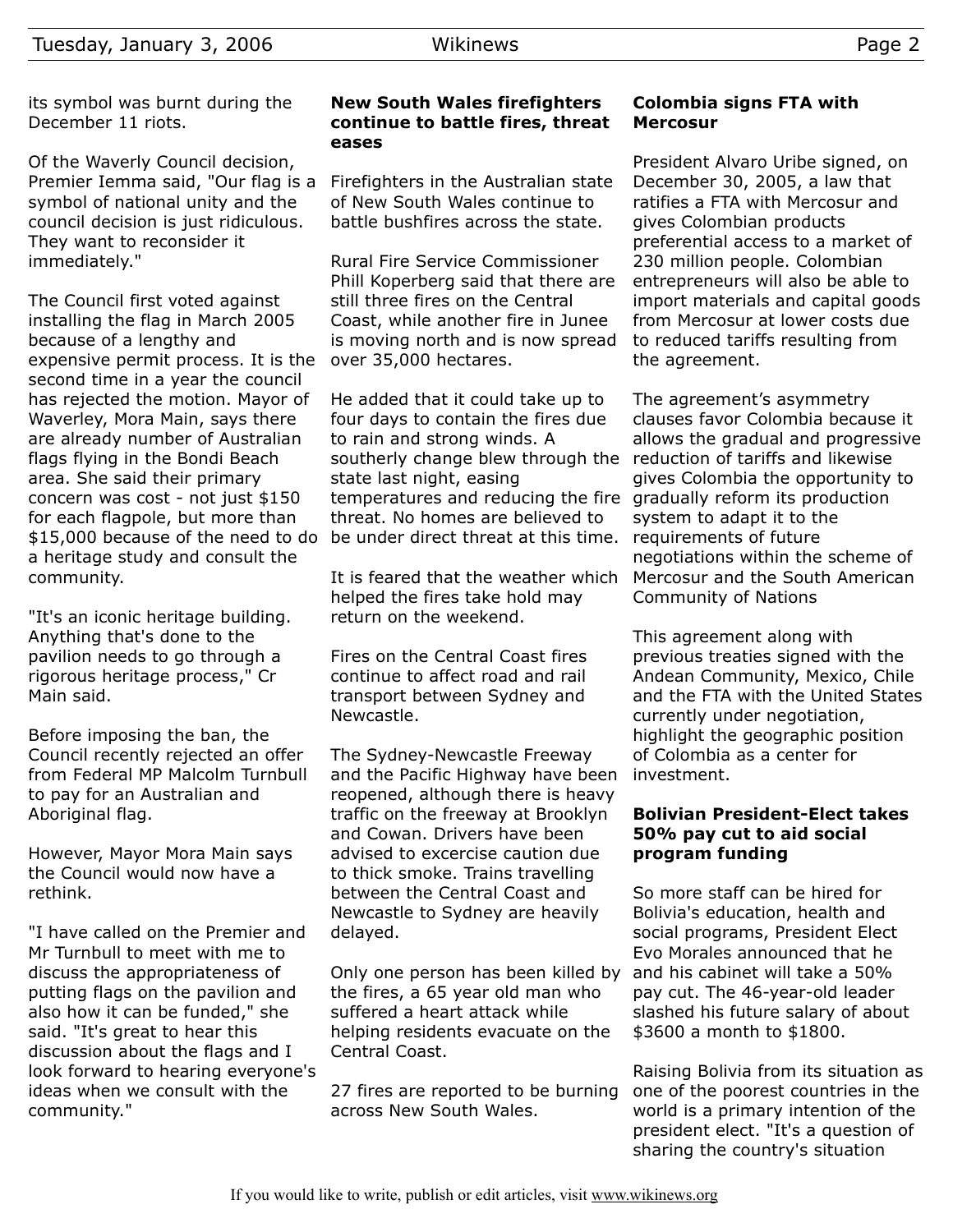its symbol was burnt during the December 11 riots.

Of the Waverly Council decision, Premier Iemma said, "Our flag is a symbol of national unity and the council decision is just ridiculous. They want to reconsider it immediately."

The Council first voted against installing the flag in March 2005 because of a lengthy and expensive permit process. It is the second time in a year the council has rejected the motion. Mayor of Waverley, Mora Main, says there are already number of Australian flags flying in the Bondi Beach area. She said their primary concern was cost - not just $150 for each flagpole, but more than $15,000 because of the need to do a heritage study and consult the community.

"It's an iconic heritage building. Anything that's done to the pavilion needs to go through a rigorous heritage process," Cr Main said.

Before imposing the ban, the Council recently rejected an offer from Federal MP Malcolm Turnbull to pay for an Australian and Aboriginal flag.

However, Mayor Mora Main says the Council would now have a rethink.

"I have called on the Premier and Mr Turnbull to meet with me to discuss the appropriateness of putting flags on the pavilion and also how it can be funded," she said. "It's great to hear this discussion about the flags and I look forward to hearing everyone's ideas when we consult with the community."

## New South Wales firefighters continue to battle fires, threat eases

Firefighters in the Australian state of New South Wales continue to battle bushfires across the state.

Rural Fire Service Commissioner Phill Koperberg said that there are still three fires on the Central Coast, while another fire in Junee is moving north and is now spread over 35,000 hectares.

He added that it could take up to four days to contain the fires due to rain and strong winds. A southerly change blew through the state last night, easing temperatures and reducing the fire threat. No homes are believed to be under direct threat at this time.

It is feared that the weather which helped the fires take hold may return on the weekend.

Fires on the Central Coast fires continue to affect road and rail transport between Sydney and Newcastle.

The Sydney-Newcastle Freeway and the Pacific Highway have been reopened, although there is heavy traffic on the freeway at Brooklyn and Cowan. Drivers have been advised to excercise caution due to thick smoke. Trains travelling between the Central Coast and Newcastle to Sydney are heavily delayed.

Only one person has been killed by the fires, a 65 year old man who suffered a heart attack while helping residents evacuate on the Central Coast.

27 fires are reported to be burning across New South Wales.

## Colombia signs FTA with Mercosur

President Alvaro Uribe signed, on December 30, 2005, a law that ratifies a FTA with Mercosur and gives Colombian products preferential access to a market of 230 million people. Colombian entrepreneurs will also be able to import materials and capital goods from Mercosur at lower costs due to reduced tariffs resulting from the agreement.

The agreement's asymmetry clauses favor Colombia because it allows the gradual and progressive reduction of tariffs and likewise gives Colombia the opportunity to gradually reform its production system to adapt it to the requirements of future negotiations within the scheme of Mercosur and the South American Community of Nations

This agreement along with previous treaties signed with the Andean Community, Mexico, Chile and the FTA with the United States currently under negotiation, highlight the geographic position of Colombia as a center for investment.

## Bolivian President-Elect takes 50% pay cut to aid social program funding

So more staff can be hired for Bolivia's education, health and social programs, President Elect Evo Morales announced that he and his cabinet will take a 50% pay cut. The 46-year-old leader slashed his future salary of about $3600 a month to $1800.

Raising Bolivia from its situation as one of the poorest countries in the world is a primary intention of the president elect. "It's a question of sharing the country's situation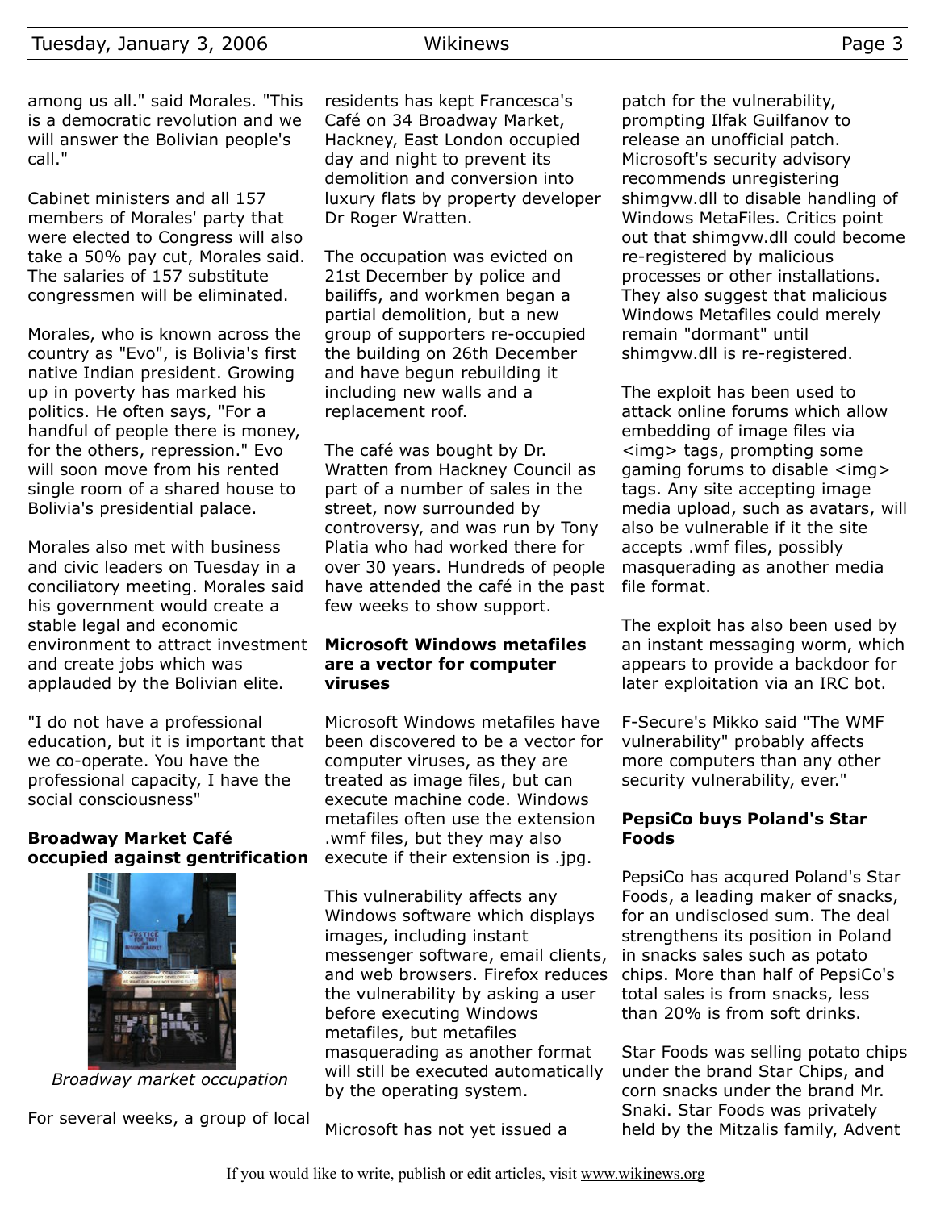among us all." said Morales. "This is a democratic revolution and we will answer the Bolivian people's call."

Cabinet ministers and all 157 members of Morales' party that were elected to Congress will also take a 50% pay cut, Morales said. The salaries of 157 substitute congressmen will be eliminated.

Morales, who is known across the country as "Evo", is Bolivia's first native Indian president. Growing up in poverty has marked his politics. He often says, "For a handful of people there is money, for the others, repression." Evo will soon move from his rented single room of a shared house to Bolivia's presidential palace.

Morales also met with business and civic leaders on Tuesday in a conciliatory meeting. Morales said his government would create a stable legal and economic environment to attract investment and create jobs which was applauded by the Bolivian elite.

"I do not have a professional education, but it is important that we co-operate. You have the professional capacity, I have the social consciousness"

### Broadway Market Café occupied against gentrification

*Broadway market occupation*

For several weeks, a group of local residents has kept Francesca's Café on 34 Broadway Market, Hackney, East London occupied day and night to prevent its demolition and conversion into luxury flats by property developer Dr Roger Wratten.

The occupation was evicted on 21st December by police and bailiffs, and workmen began a partial demolition, but a new group of supporters re-occupied the building on 26th December and have begun rebuilding it including new walls and a replacement roof.

The café was bought by Dr. Wratten from Hackney Council as part of a number of sales in the street, now surrounded by controversy, and was run by Tony Platia who had worked there for over 30 years. Hundreds of people have attended the café in the past few weeks to show support.

### Microsoft Windows metafiles are a vector for computer viruses

Microsoft Windows metafiles have been discovered to be a vector for computer viruses, as they are treated as image files, but can execute machine code. Windows metafiles often use the extension .wmf files, but they may also execute if their extension is .jpg.

This vulnerability affects any Windows software which displays images, including instant messenger software, email clients, and web browsers. Firefox reduces the vulnerability by asking a user before executing Windows metafiles, but metafiles masquerading as another format will still be executed automatically by the operating system.

Microsoft has not yet issued a patch for the vulnerability, prompting Ilfak Guilfanov to release an unofficial patch. Microsoft's security advisory recommends unregistering shimgvw.dll to disable handling of Windows MetaFiles. Critics point out that shimgvw.dll could become re-registered by malicious processes or other installations. They also suggest that malicious Windows Metafiles could merely remain "dormant" until shimgvw.dll is re-registered.

The exploit has been used to attack online forums which allow embedding of image files via <img> tags, prompting some gaming forums to disable <img> tags. Any site accepting image media upload, such as avatars, will also be vulnerable if it the site accepts .wmf files, possibly masquerading as another media file format.

The exploit has also been used by an instant messaging worm, which appears to provide a backdoor for later exploitation via an IRC bot.

F-Secure's Mikko said "The WMF vulnerability" probably affects more computers than any other security vulnerability, ever."

### PepsiCo buys Poland's Star Foods

PepsiCo has acqured Poland's Star Foods, a leading maker of snacks, for an undisclosed sum. The deal strengthens its position in Poland in snacks sales such as potato chips. More than half of PepsiCo's total sales is from snacks, less than 20% is from soft drinks.

Star Foods was selling potato chips under the brand Star Chips, and corn snacks under the brand Mr. Snaki. Star Foods was privately held by the Mitzalis family, Advent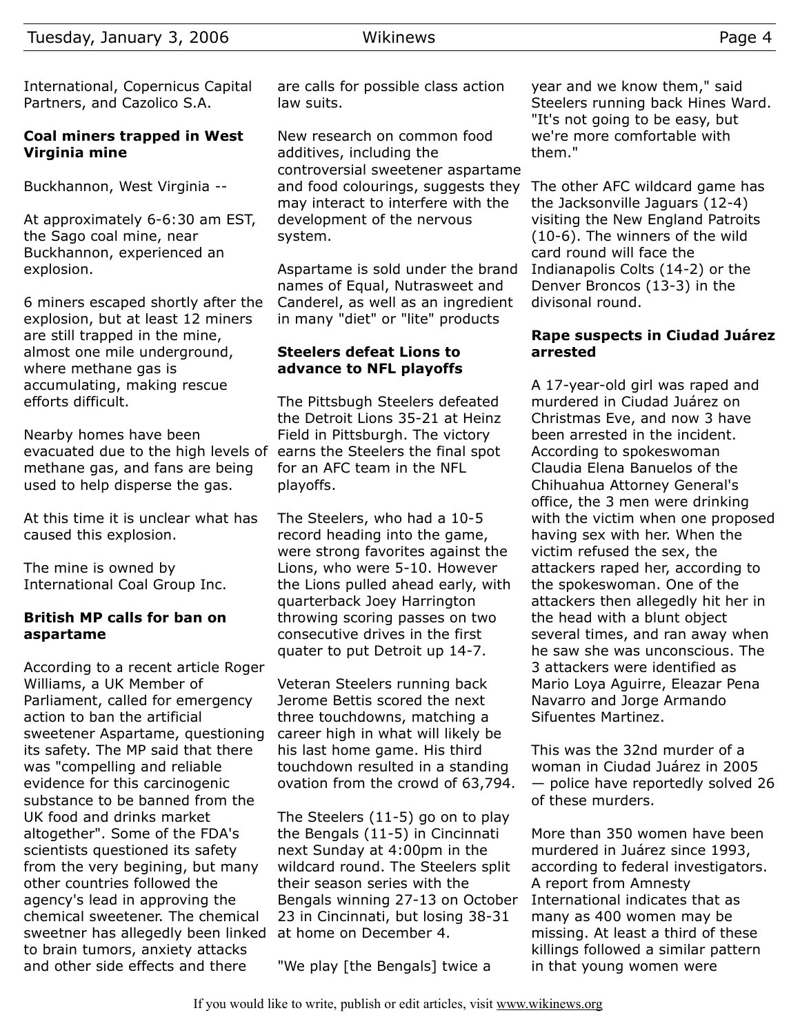International, Copernicus Capital Partners, and Cazolico S.A.

### Coal miners trapped in West Virginia mine

Buckhannon, West Virginia --

At approximately 6-6:30 am EST, the Sago coal mine, near Buckhannon, experienced an explosion.

6 miners escaped shortly after the explosion, but at least 12 miners are still trapped in the mine, almost one mile underground, where methane gas is accumulating, making rescue efforts difficult.

Nearby homes have been evacuated due to the high levels of methane gas, and fans are being used to help disperse the gas.

At this time it is unclear what has caused this explosion.

The mine is owned by International Coal Group Inc.

### British MP calls for ban on aspartame

According to a recent article Roger Williams, a UK Member of Parliament, called for emergency action to ban the artificial sweetener Aspartame, questioning its safety. The MP said that there was "compelling and reliable evidence for this carcinogenic substance to be banned from the UK food and drinks market altogether". Some of the FDA's scientists questioned its safety from the very begining, but many other countries followed the agency's lead in approving the chemical sweetener. The chemical sweetner has allegedly been linked to brain tumors, anxiety attacks and other side effects and there are calls for possible class action law suits.

New research on common food additives, including the controversial sweetener aspartame and food colourings, suggests they may interact to interfere with the development of the nervous system.

Aspartame is sold under the brand names of Equal, Nutrasweet and Canderel, as well as an ingredient in many "diet" or "lite" products

### Steelers defeat Lions to advance to NFL playoffs

The Pittsbugh Steelers defeated the Detroit Lions 35-21 at Heinz Field in Pittsburgh. The victory earns the Steelers the final spot for an AFC team in the NFL playoffs.

The Steelers, who had a 10-5 record heading into the game, were strong favorites against the Lions, who were 5-10. However the Lions pulled ahead early, with quarterback Joey Harrington throwing scoring passes on two consecutive drives in the first quater to put Detroit up 14-7.

Veteran Steelers running back Jerome Bettis scored the next three touchdowns, matching a career high in what will likely be his last home game. His third touchdown resulted in a standing ovation from the crowd of 63,794.

The Steelers (11-5) go on to play the Bengals (11-5) in Cincinnati next Sunday at 4:00pm in the wildcard round. The Steelers split their season series with the Bengals winning 27-13 on October 23 in Cincinnati, but losing 38-31 at home on December 4.

"We play [the Bengals] twice a year and we know them," said Steelers running back Hines Ward. "It's not going to be easy, but we're more comfortable with them."

The other AFC wildcard game has the Jacksonville Jaguars (12-4) visiting the New England Patroits (10-6). The winners of the wild card round will face the Indianapolis Colts (14-2) or the Denver Broncos (13-3) in the divisonal round.

### Rape suspects in Ciudad Juárez arrested

A 17-year-old girl was raped and murdered in Ciudad Juárez on Christmas Eve, and now 3 have been arrested in the incident. According to spokeswoman Claudia Elena Banuelos of the Chihuahua Attorney General's office, the 3 men were drinking with the victim when one proposed having sex with her. When the victim refused the sex, the attackers raped her, according to the spokeswoman. One of the attackers then allegedly hit her in the head with a blunt object several times, and ran away when he saw she was unconscious. The 3 attackers were identified as Mario Loya Aguirre, Eleazar Pena Navarro and Jorge Armando Sifuentes Martinez.

This was the 32nd murder of a woman in Ciudad Juárez in 2005 — police have reportedly solved 26 of these murders.

More than 350 women have been murdered in Juárez since 1993, according to federal investigators. A report from Amnesty International indicates that as many as 400 women may be missing. At least a third of these killings followed a similar pattern in that young women were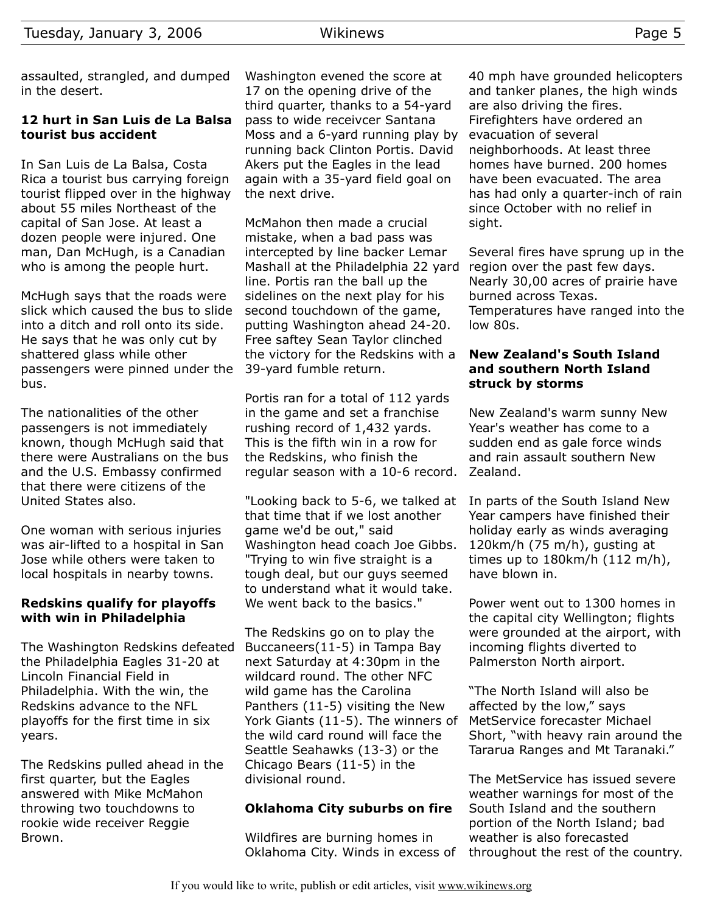assaulted, strangled, and dumped in the desert.

### 12 hurt in San Luis de La Balsa tourist bus accident

In San Luis de La Balsa, Costa Rica a tourist bus carrying foreign tourist flipped over in the highway about 55 miles Northeast of the capital of San Jose. At least a dozen people were injured. One man, Dan McHugh, is a Canadian who is among the people hurt.

McHugh says that the roads were slick which caused the bus to slide into a ditch and roll onto its side. He says that he was only cut by shattered glass while other passengers were pinned under the bus.

The nationalities of the other passengers is not immediately known, though McHugh said that there were Australians on the bus and the U.S. Embassy confirmed that there were citizens of the United States also.

One woman with serious injuries was air-lifted to a hospital in San Jose while others were taken to local hospitals in nearby towns.

### Redskins qualify for playoffs with win in Philadelphia

The Washington Redskins defeated the Philadelphia Eagles 31-20 at Lincoln Financial Field in Philadelphia. With the win, the Redskins advance to the NFL playoffs for the first time in six years.

The Redskins pulled ahead in the first quarter, but the Eagles answered with Mike McMahon throwing two touchdowns to rookie wide receiver Reggie Brown.

Washington evened the score at 17 on the opening drive of the third quarter, thanks to a 54-yard pass to wide receivcer Santana Moss and a 6-yard running play by running back Clinton Portis. David Akers put the Eagles in the lead again with a 35-yard field goal on the next drive.

McMahon then made a crucial mistake, when a bad pass was intercepted by line backer Lemar Mashall at the Philadelphia 22 yard line. Portis ran the ball up the sidelines on the next play for his second touchdown of the game, putting Washington ahead 24-20. Free saftey Sean Taylor clinched the victory for the Redskins with a 39-yard fumble return.

Portis ran for a total of 112 yards in the game and set a franchise rushing record of 1,432 yards. This is the fifth win in a row for the Redskins, who finish the regular season with a 10-6 record.

"Looking back to 5-6, we talked at that time that if we lost another game we'd be out," said Washington head coach Joe Gibbs. "Trying to win five straight is a tough deal, but our guys seemed to understand what it would take. We went back to the basics."

The Redskins go on to play the Buccaneers(11-5) in Tampa Bay next Saturday at 4:30pm in the wildcard round. The other NFC wild game has the Carolina Panthers (11-5) visiting the New York Giants (11-5). The winners of the wild card round will face the Seattle Seahawks (13-3) or the Chicago Bears (11-5) in the divisional round.

### Oklahoma City suburbs on fire

Wildfires are burning homes in Oklahoma City. Winds in excess of 40 mph have grounded helicopters and tanker planes, the high winds are also driving the fires. Firefighters have ordered an evacuation of several neighborhoods. At least three homes have burned. 200 homes have been evacuated. The area has had only a quarter-inch of rain since October with no relief in sight.

Several fires have sprung up in the region over the past few days. Nearly 30,00 acres of prairie have burned across Texas. Temperatures have ranged into the low 80s.

### New Zealand's South Island and southern North Island struck by storms

New Zealand's warm sunny New Year's weather has come to a sudden end as gale force winds and rain assault southern New Zealand.

In parts of the South Island New Year campers have finished their holiday early as winds averaging 120km/h (75 m/h), gusting at times up to 180km/h (112 m/h), have blown in.

Power went out to 1300 homes in the capital city Wellington; flights were grounded at the airport, with incoming flights diverted to Palmerston North airport.

“The North Island will also be affected by the low,” says MetService forecaster Michael Short, “with heavy rain around the Tararua Ranges and Mt Taranaki.”

The MetService has issued severe weather warnings for most of the South Island and the southern portion of the North Island; bad weather is also forecasted throughout the rest of the country.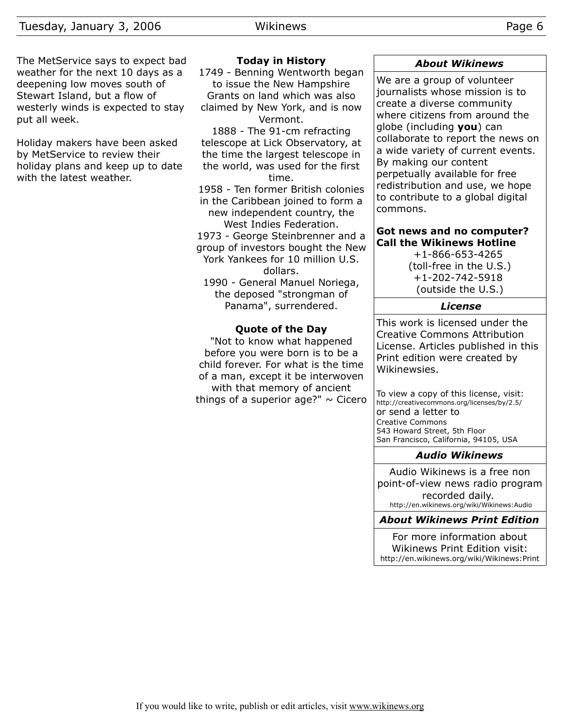The MetService says to expect bad weather for the next 10 days as a deepening low moves south of Stewart Island, but a flow of westerly winds is expected to stay put all week.

Holiday makers have been asked by MetService to review their holiday plans and keep up to date with the latest weather.

**Today in History**

1749 - Benning Wentworth began to issue the New Hampshire Grants on land which was also claimed by New York, and is now Vermont.
1888 - The 91-cm refracting telescope at Lick Observatory, at the time the largest telescope in the world, was used for the first time.
1958 - Ten former British colonies in the Caribbean joined to form a new independent country, the West Indies Federation.
1973 - George Steinbrenner and a group of investors bought the New York Yankees for 10 million U.S. dollars.
1990 - General Manuel Noriega, the deposed "strongman of Panama", surrendered.

**Quote of the Day**

"Not to know what happened before you were born is to be a child forever. For what is the time of a man, except it be interwoven with that memory of ancient things of a superior age?" ~ Cicero

### *About Wikinews*

We are a group of volunteer journalists whose mission is to create a diverse community where citizens from around the globe (including **you**) can collaborate to report the news on a wide variety of current events. By making our content perpetually available for free redistribution and use, we hope to contribute to a global digital commons.

**Got news and no computer? Call the Wikinews Hotline**
+1-866-653-4265
(toll-free in the U.S.)
+1-202-742-5918
(outside the U.S.)

### *License*

This work is licensed under the Creative Commons Attribution License. Articles published in this Print edition were created by Wikinewsies.

To view a copy of this license, visit:
http://creativecommons.org/licenses/by/2.5/
or send a letter to
Creative Commons
543 Howard Street, 5th Floor
San Francisco, California, 94105, USA

### *Audio Wikinews*

Audio Wikinews is a free non point-of-view news radio program recorded daily.
http://en.wikinews.org/wiki/Wikinews:Audio

### *About Wikinews Print Edition*

For more information about Wikinews Print Edition visit:
http://en.wikinews.org/wiki/Wikinews:Print

If you would like to write, publish or edit articles, visit www.wikinews.org